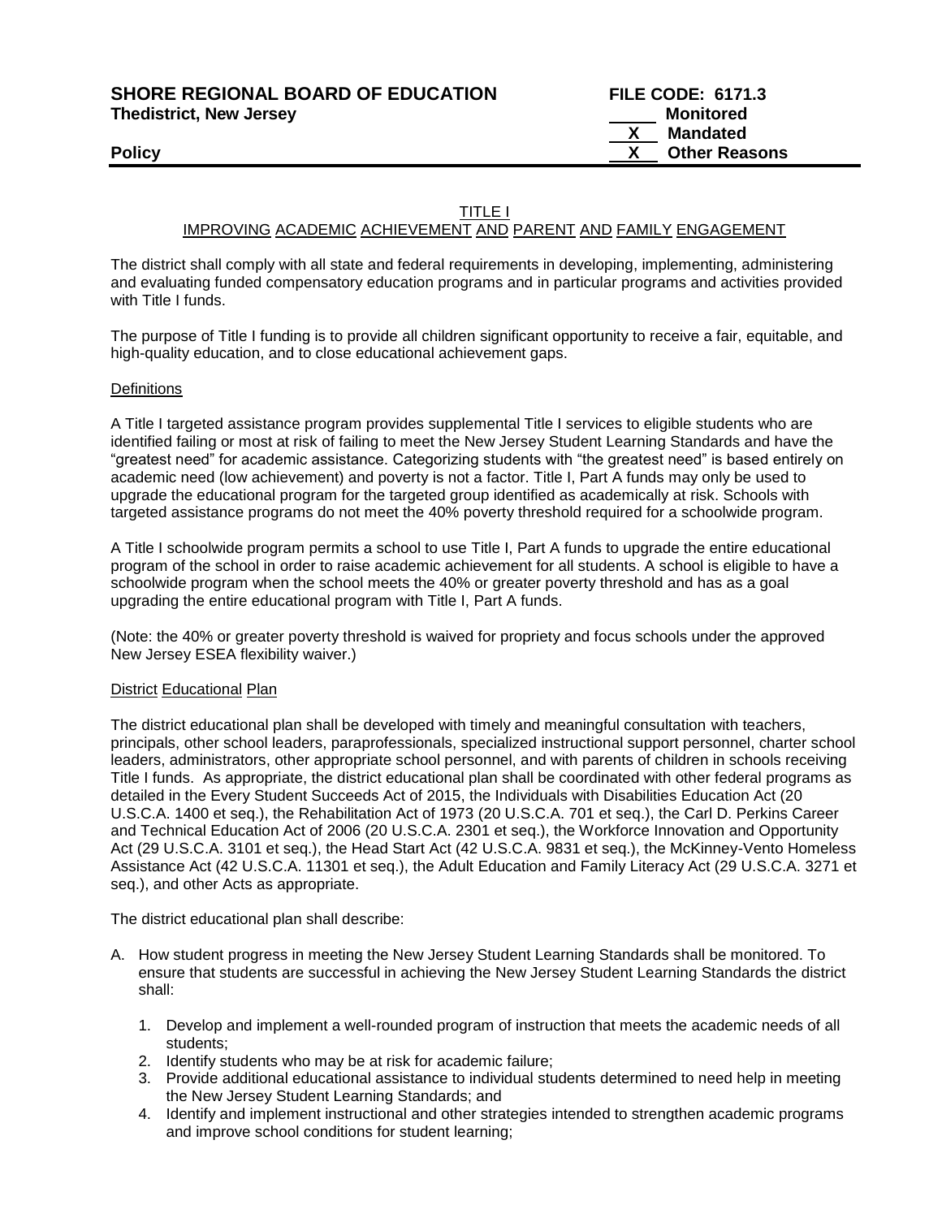**SHORE REGIONAL BOARD OF EDUCATION** **FILE CODE: 6171.3**
**Thedistrict, New Jersey**

_____ Monitored
__X__ Mandated
__X__ Other Reasons

**Policy**

## TITLE I
## IMPROVING ACADEMIC ACHIEVEMENT AND PARENT AND FAMILY ENGAGEMENT

The district shall comply with all state and federal requirements in developing, implementing, administering and evaluating funded compensatory education programs and in particular programs and activities provided with Title I funds.

The purpose of Title I funding is to provide all children significant opportunity to receive a fair, equitable, and high-quality education, and to close educational achievement gaps.

### Definitions

A Title I targeted assistance program provides supplemental Title I services to eligible students who are identified failing or most at risk of failing to meet the New Jersey Student Learning Standards and have the "greatest need" for academic assistance. Categorizing students with "the greatest need" is based entirely on academic need (low achievement) and poverty is not a factor. Title I, Part A funds may only be used to upgrade the educational program for the targeted group identified as academically at risk. Schools with targeted assistance programs do not meet the 40% poverty threshold required for a schoolwide program.

A Title I schoolwide program permits a school to use Title I, Part A funds to upgrade the entire educational program of the school in order to raise academic achievement for all students. A school is eligible to have a schoolwide program when the school meets the 40% or greater poverty threshold and has as a goal upgrading the entire educational program with Title I, Part A funds.

(Note: the 40% or greater poverty threshold is waived for propriety and focus schools under the approved New Jersey ESEA flexibility waiver.)

### District Educational Plan

The district educational plan shall be developed with timely and meaningful consultation with teachers, principals, other school leaders, paraprofessionals, specialized instructional support personnel, charter school leaders, administrators, other appropriate school personnel, and with parents of children in schools receiving Title I funds. As appropriate, the district educational plan shall be coordinated with other federal programs as detailed in the Every Student Succeeds Act of 2015, the Individuals with Disabilities Education Act (20 U.S.C.A. 1400 et seq.), the Rehabilitation Act of 1973 (20 U.S.C.A. 701 et seq.), the Carl D. Perkins Career and Technical Education Act of 2006 (20 U.S.C.A. 2301 et seq.), the Workforce Innovation and Opportunity Act (29 U.S.C.A. 3101 et seq.), the Head Start Act (42 U.S.C.A. 9831 et seq.), the McKinney-Vento Homeless Assistance Act (42 U.S.C.A. 11301 et seq.), the Adult Education and Family Literacy Act (29 U.S.C.A. 3271 et seq.), and other Acts as appropriate.

The district educational plan shall describe:

A. How student progress in meeting the New Jersey Student Learning Standards shall be monitored. To ensure that students are successful in achieving the New Jersey Student Learning Standards the district shall:

   1. Develop and implement a well-rounded program of instruction that meets the academic needs of all students;
   2. Identify students who may be at risk for academic failure;
   3. Provide additional educational assistance to individual students determined to need help in meeting the New Jersey Student Learning Standards; and
   4. Identify and implement instructional and other strategies intended to strengthen academic programs and improve school conditions for student learning;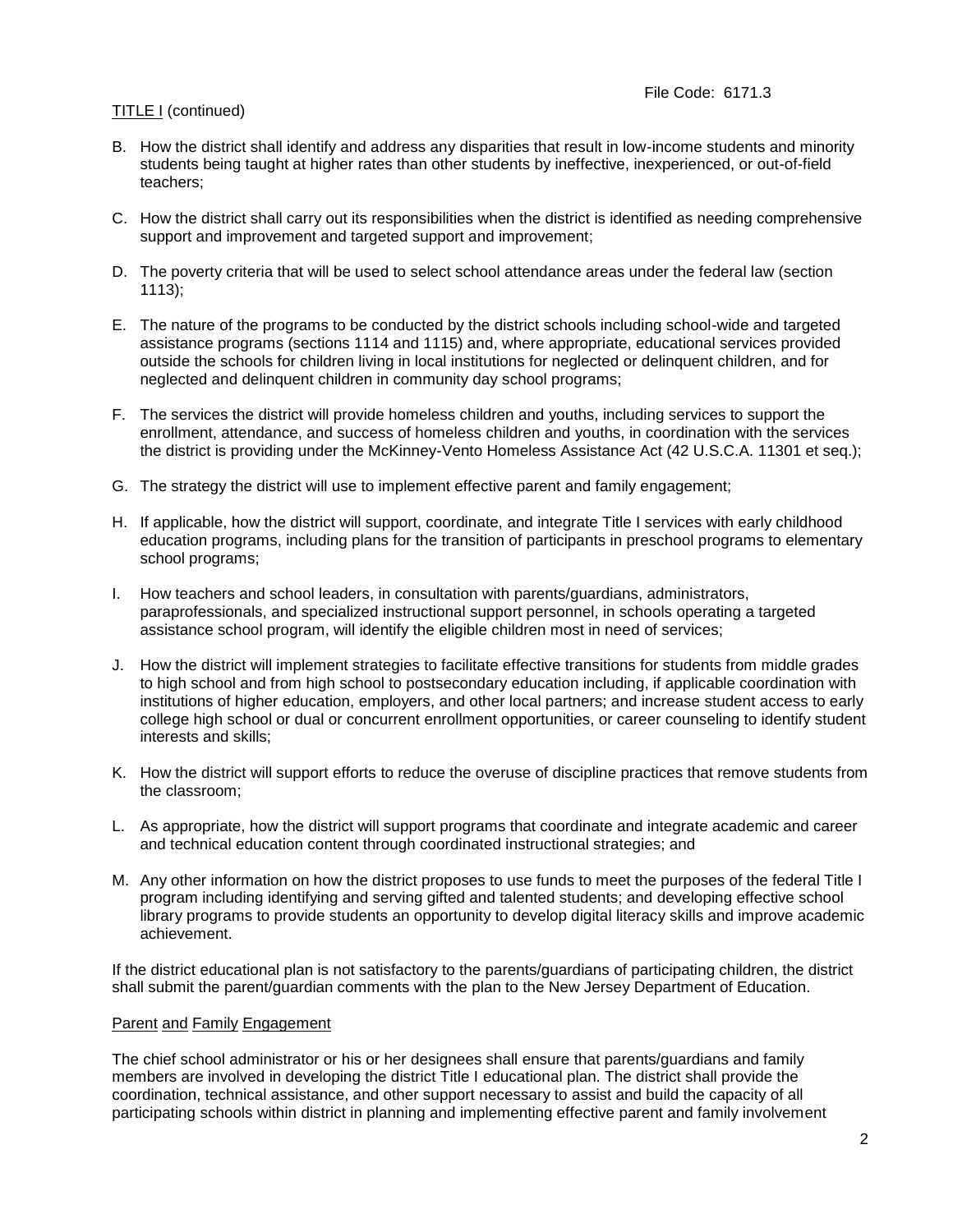TITLE I (continued)

B. How the district shall identify and address any disparities that result in low-income students and minority students being taught at higher rates than other students by ineffective, inexperienced, or out-of-field teachers;

C. How the district shall carry out its responsibilities when the district is identified as needing comprehensive support and improvement and targeted support and improvement;

D. The poverty criteria that will be used to select school attendance areas under the federal law (section 1113);

E. The nature of the programs to be conducted by the district schools including school-wide and targeted assistance programs (sections 1114 and 1115) and, where appropriate, educational services provided outside the schools for children living in local institutions for neglected or delinquent children, and for neglected and delinquent children in community day school programs;

F. The services the district will provide homeless children and youths, including services to support the enrollment, attendance, and success of homeless children and youths, in coordination with the services the district is providing under the McKinney-Vento Homeless Assistance Act (42 U.S.C.A. 11301 et seq.);

G. The strategy the district will use to implement effective parent and family engagement;

H. If applicable, how the district will support, coordinate, and integrate Title I services with early childhood education programs, including plans for the transition of participants in preschool programs to elementary school programs;

I. How teachers and school leaders, in consultation with parents/guardians, administrators, paraprofessionals, and specialized instructional support personnel, in schools operating a targeted assistance school program, will identify the eligible children most in need of services;

J. How the district will implement strategies to facilitate effective transitions for students from middle grades to high school and from high school to postsecondary education including, if applicable coordination with institutions of higher education, employers, and other local partners; and increase student access to early college high school or dual or concurrent enrollment opportunities, or career counseling to identify student interests and skills;

K. How the district will support efforts to reduce the overuse of discipline practices that remove students from the classroom;

L. As appropriate, how the district will support programs that coordinate and integrate academic and career and technical education content through coordinated instructional strategies; and

M. Any other information on how the district proposes to use funds to meet the purposes of the federal Title I program including identifying and serving gifted and talented students; and developing effective school library programs to provide students an opportunity to develop digital literacy skills and improve academic achievement.

If the district educational plan is not satisfactory to the parents/guardians of participating children, the district shall submit the parent/guardian comments with the plan to the New Jersey Department of Education.

Parent and Family Engagement

The chief school administrator or his or her designees shall ensure that parents/guardians and family members are involved in developing the district Title I educational plan. The district shall provide the coordination, technical assistance, and other support necessary to assist and build the capacity of all participating schools within district in planning and implementing effective parent and family involvement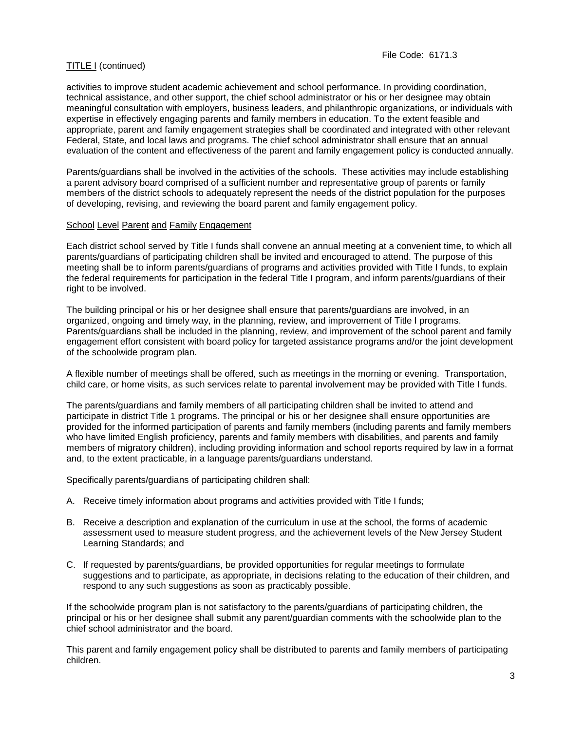TITLE I (continued)

activities to improve student academic achievement and school performance. In providing coordination, technical assistance, and other support, the chief school administrator or his or her designee may obtain meaningful consultation with employers, business leaders, and philanthropic organizations, or individuals with expertise in effectively engaging parents and family members in education. To the extent feasible and appropriate, parent and family engagement strategies shall be coordinated and integrated with other relevant Federal, State, and local laws and programs. The chief school administrator shall ensure that an annual evaluation of the content and effectiveness of the parent and family engagement policy is conducted annually.

Parents/guardians shall be involved in the activities of the schools. These activities may include establishing a parent advisory board comprised of a sufficient number and representative group of parents or family members of the district schools to adequately represent the needs of the district population for the purposes of developing, revising, and reviewing the board parent and family engagement policy.

School Level Parent and Family Engagement

Each district school served by Title I funds shall convene an annual meeting at a convenient time, to which all parents/guardians of participating children shall be invited and encouraged to attend. The purpose of this meeting shall be to inform parents/guardians of programs and activities provided with Title I funds, to explain the federal requirements for participation in the federal Title I program, and inform parents/guardians of their right to be involved.

The building principal or his or her designee shall ensure that parents/guardians are involved, in an organized, ongoing and timely way, in the planning, review, and improvement of Title I programs. Parents/guardians shall be included in the planning, review, and improvement of the school parent and family engagement effort consistent with board policy for targeted assistance programs and/or the joint development of the schoolwide program plan.

A flexible number of meetings shall be offered, such as meetings in the morning or evening. Transportation, child care, or home visits, as such services relate to parental involvement may be provided with Title I funds.

The parents/guardians and family members of all participating children shall be invited to attend and participate in district Title 1 programs. The principal or his or her designee shall ensure opportunities are provided for the informed participation of parents and family members (including parents and family members who have limited English proficiency, parents and family members with disabilities, and parents and family members of migratory children), including providing information and school reports required by law in a format and, to the extent practicable, in a language parents/guardians understand.

Specifically parents/guardians of participating children shall:

A. Receive timely information about programs and activities provided with Title I funds;

B. Receive a description and explanation of the curriculum in use at the school, the forms of academic assessment used to measure student progress, and the achievement levels of the New Jersey Student Learning Standards; and

C. If requested by parents/guardians, be provided opportunities for regular meetings to formulate suggestions and to participate, as appropriate, in decisions relating to the education of their children, and respond to any such suggestions as soon as practicably possible.

If the schoolwide program plan is not satisfactory to the parents/guardians of participating children, the principal or his or her designee shall submit any parent/guardian comments with the schoolwide plan to the chief school administrator and the board.

This parent and family engagement policy shall be distributed to parents and family members of participating children.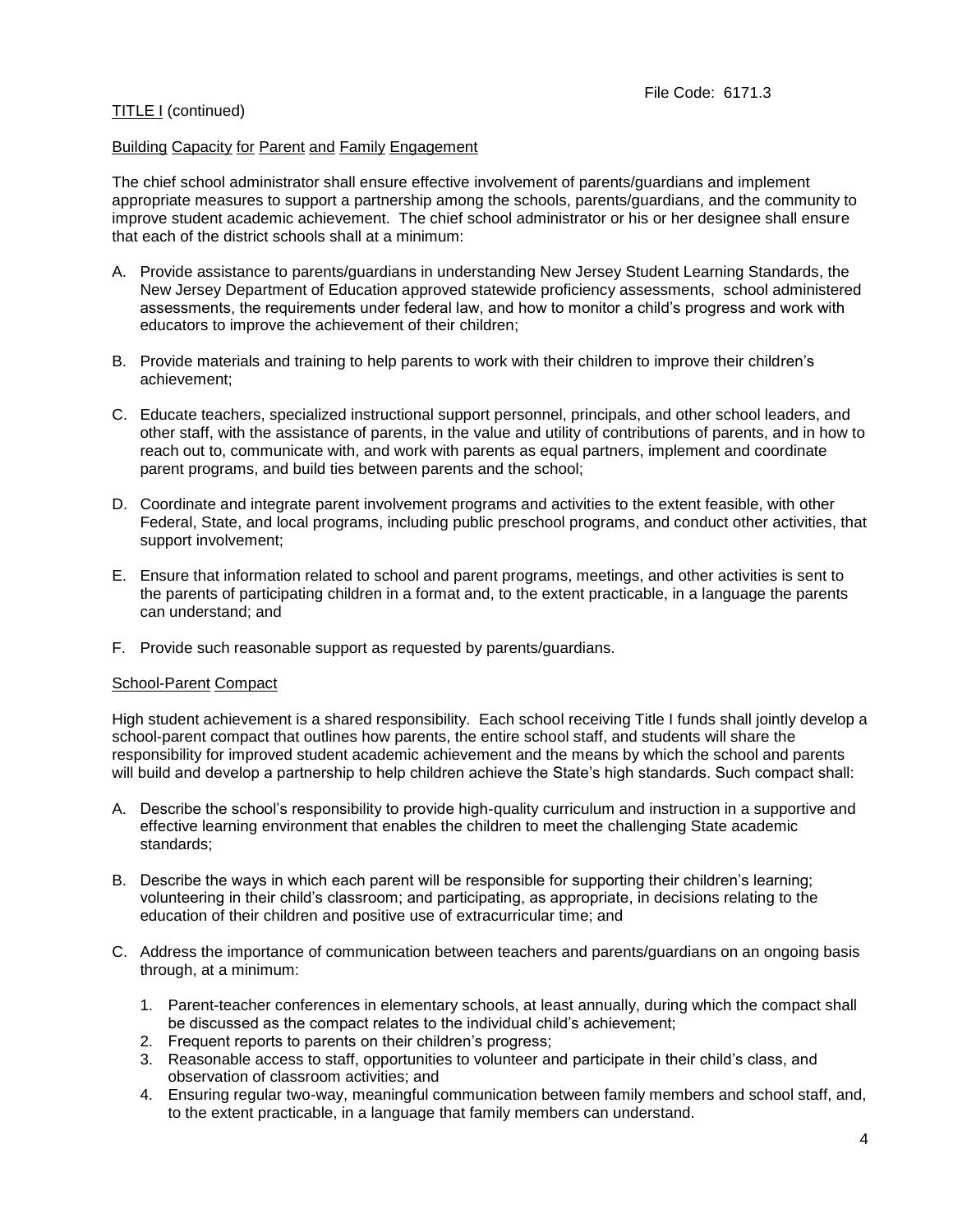TITLE I (continued)

## Building Capacity for Parent and Family Engagement

The chief school administrator shall ensure effective involvement of parents/guardians and implement appropriate measures to support a partnership among the schools, parents/guardians, and the community to improve student academic achievement. The chief school administrator or his or her designee shall ensure that each of the district schools shall at a minimum:

A. Provide assistance to parents/guardians in understanding New Jersey Student Learning Standards, the New Jersey Department of Education approved statewide proficiency assessments, school administered assessments, the requirements under federal law, and how to monitor a child's progress and work with educators to improve the achievement of their children;

B. Provide materials and training to help parents to work with their children to improve their children's achievement;

C. Educate teachers, specialized instructional support personnel, principals, and other school leaders, and other staff, with the assistance of parents, in the value and utility of contributions of parents, and in how to reach out to, communicate with, and work with parents as equal partners, implement and coordinate parent programs, and build ties between parents and the school;

D. Coordinate and integrate parent involvement programs and activities to the extent feasible, with other Federal, State, and local programs, including public preschool programs, and conduct other activities, that support involvement;

E. Ensure that information related to school and parent programs, meetings, and other activities is sent to the parents of participating children in a format and, to the extent practicable, in a language the parents can understand; and

F. Provide such reasonable support as requested by parents/guardians.

## School-Parent Compact

High student achievement is a shared responsibility. Each school receiving Title I funds shall jointly develop a school-parent compact that outlines how parents, the entire school staff, and students will share the responsibility for improved student academic achievement and the means by which the school and parents will build and develop a partnership to help children achieve the State's high standards. Such compact shall:

A. Describe the school's responsibility to provide high-quality curriculum and instruction in a supportive and effective learning environment that enables the children to meet the challenging State academic standards;

B. Describe the ways in which each parent will be responsible for supporting their children's learning; volunteering in their child's classroom; and participating, as appropriate, in decisions relating to the education of their children and positive use of extracurricular time; and

C. Address the importance of communication between teachers and parents/guardians on an ongoing basis through, at a minimum:

   1. Parent-teacher conferences in elementary schools, at least annually, during which the compact shall be discussed as the compact relates to the individual child's achievement;
   2. Frequent reports to parents on their children's progress;
   3. Reasonable access to staff, opportunities to volunteer and participate in their child's class, and observation of classroom activities; and
   4. Ensuring regular two-way, meaningful communication between family members and school staff, and, to the extent practicable, in a language that family members can understand.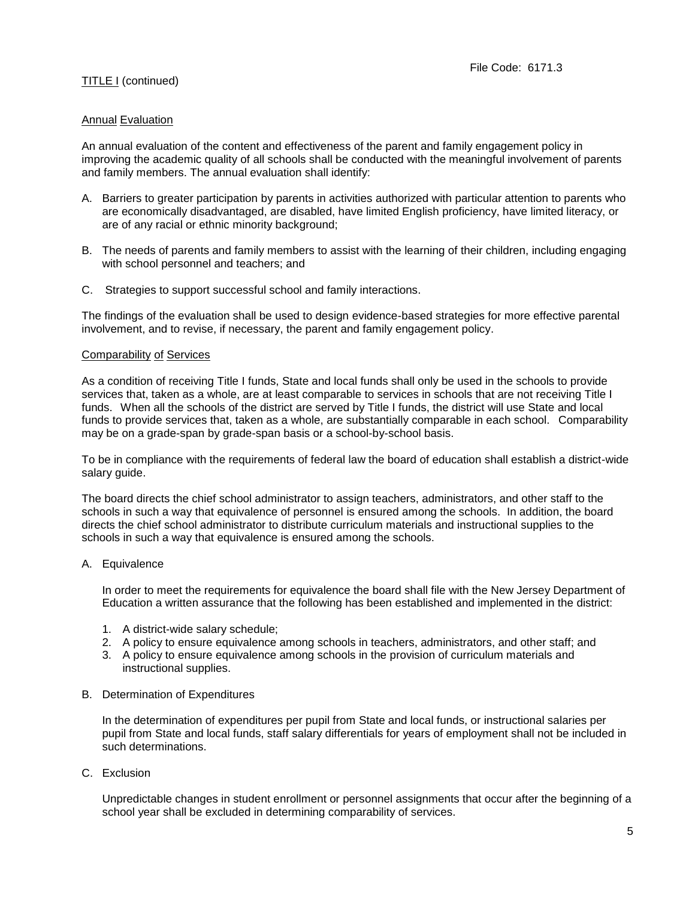TITLE I (continued)

## Annual Evaluation

An annual evaluation of the content and effectiveness of the parent and family engagement policy in improving the academic quality of all schools shall be conducted with the meaningful involvement of parents and family members. The annual evaluation shall identify:

A. Barriers to greater participation by parents in activities authorized with particular attention to parents who are economically disadvantaged, are disabled, have limited English proficiency, have limited literacy, or are of any racial or ethnic minority background;

B. The needs of parents and family members to assist with the learning of their children, including engaging with school personnel and teachers; and

C. Strategies to support successful school and family interactions.

The findings of the evaluation shall be used to design evidence-based strategies for more effective parental involvement, and to revise, if necessary, the parent and family engagement policy.

## Comparability of Services

As a condition of receiving Title I funds, State and local funds shall only be used in the schools to provide services that, taken as a whole, are at least comparable to services in schools that are not receiving Title I funds. When all the schools of the district are served by Title I funds, the district will use State and local funds to provide services that, taken as a whole, are substantially comparable in each school. Comparability may be on a grade-span by grade-span basis or a school-by-school basis.

To be in compliance with the requirements of federal law the board of education shall establish a district-wide salary guide.

The board directs the chief school administrator to assign teachers, administrators, and other staff to the schools in such a way that equivalence of personnel is ensured among the schools. In addition, the board directs the chief school administrator to distribute curriculum materials and instructional supplies to the schools in such a way that equivalence is ensured among the schools.

A. Equivalence

In order to meet the requirements for equivalence the board shall file with the New Jersey Department of Education a written assurance that the following has been established and implemented in the district:

1. A district-wide salary schedule;
2. A policy to ensure equivalence among schools in teachers, administrators, and other staff; and
3. A policy to ensure equivalence among schools in the provision of curriculum materials and instructional supplies.

B. Determination of Expenditures

In the determination of expenditures per pupil from State and local funds, or instructional salaries per pupil from State and local funds, staff salary differentials for years of employment shall not be included in such determinations.

C. Exclusion

Unpredictable changes in student enrollment or personnel assignments that occur after the beginning of a school year shall be excluded in determining comparability of services.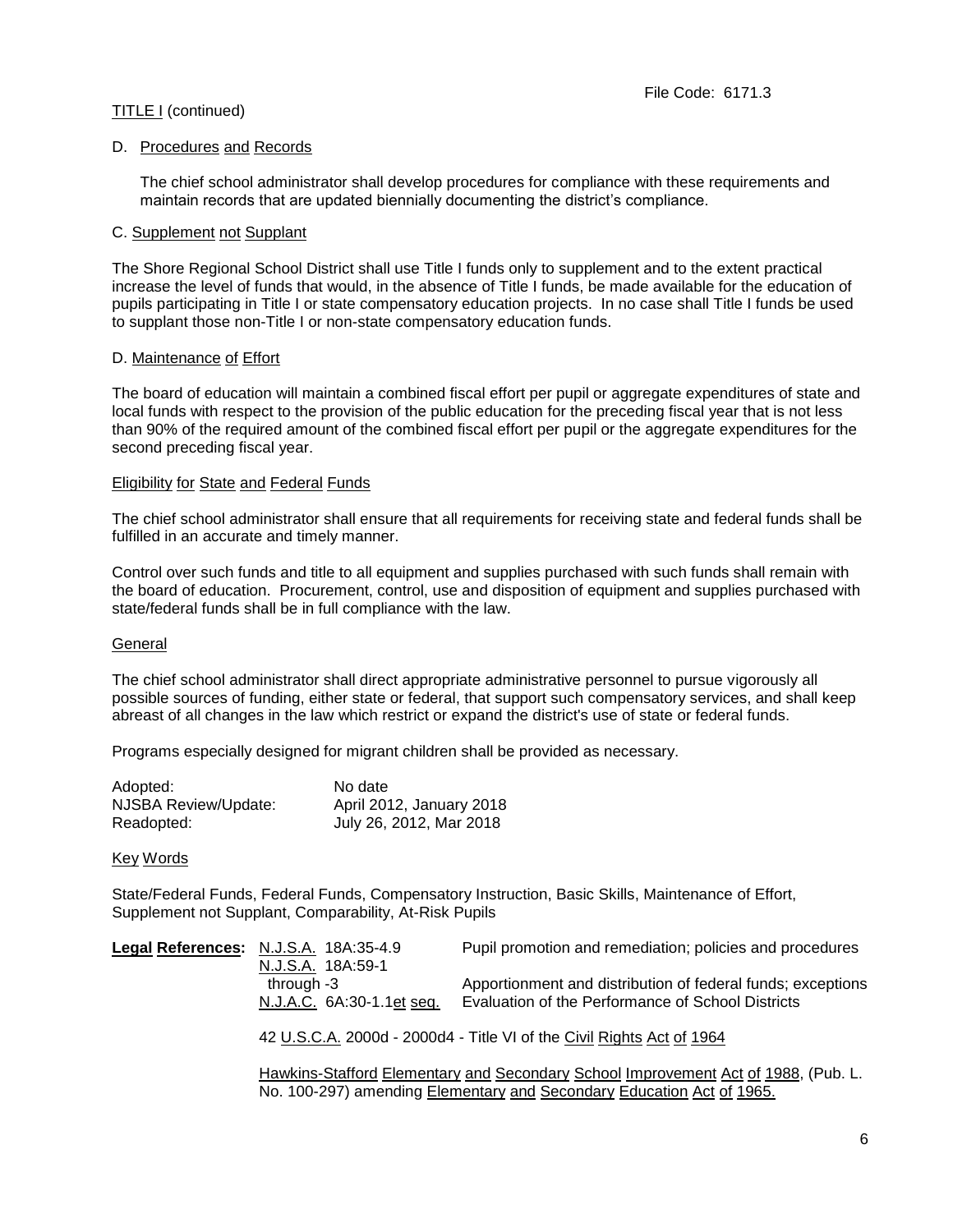TITLE I (continued)

D. Procedures and Records

The chief school administrator shall develop procedures for compliance with these requirements and maintain records that are updated biennially documenting the district's compliance.

C. Supplement not Supplant

The Shore Regional School District shall use Title I funds only to supplement and to the extent practical increase the level of funds that would, in the absence of Title I funds, be made available for the education of pupils participating in Title I or state compensatory education projects. In no case shall Title I funds be used to supplant those non-Title I or non-state compensatory education funds.

D. Maintenance of Effort

The board of education will maintain a combined fiscal effort per pupil or aggregate expenditures of state and local funds with respect to the provision of the public education for the preceding fiscal year that is not less than 90% of the required amount of the combined fiscal effort per pupil or the aggregate expenditures for the second preceding fiscal year.

Eligibility for State and Federal Funds

The chief school administrator shall ensure that all requirements for receiving state and federal funds shall be fulfilled in an accurate and timely manner.

Control over such funds and title to all equipment and supplies purchased with such funds shall remain with the board of education. Procurement, control, use and disposition of equipment and supplies purchased with state/federal funds shall be in full compliance with the law.

General

The chief school administrator shall direct appropriate administrative personnel to pursue vigorously all possible sources of funding, either state or federal, that support such compensatory services, and shall keep abreast of all changes in the law which restrict or expand the district's use of state or federal funds.

Programs especially designed for migrant children shall be provided as necessary.

| | |
|---|---|
| Adopted: | No date |
| NJSBA Review/Update: | April 2012, January 2018 |
| Readopted: | July 26, 2012, Mar 2018 |

Key Words

State/Federal Funds, Federal Funds, Compensatory Instruction, Basic Skills, Maintenance of Effort, Supplement not Supplant, Comparability, At-Risk Pupils

| **Legal References:** | | |
|---|---|---|
| | N.J.S.A. 18A:35-4.9 | Pupil promotion and remediation; policies and procedures |
| | N.J.S.A. 18A:59-1 through -3 | Apportionment and distribution of federal funds; exceptions |
| | N.J.A.C. 6A:30-1.1et seq. | Evaluation of the Performance of School Districts |

42 U.S.C.A. 2000d - 2000d4 - Title VI of the Civil Rights Act of 1964

Hawkins-Stafford Elementary and Secondary School Improvement Act of 1988, (Pub. L. No. 100-297) amending Elementary and Secondary Education Act of 1965.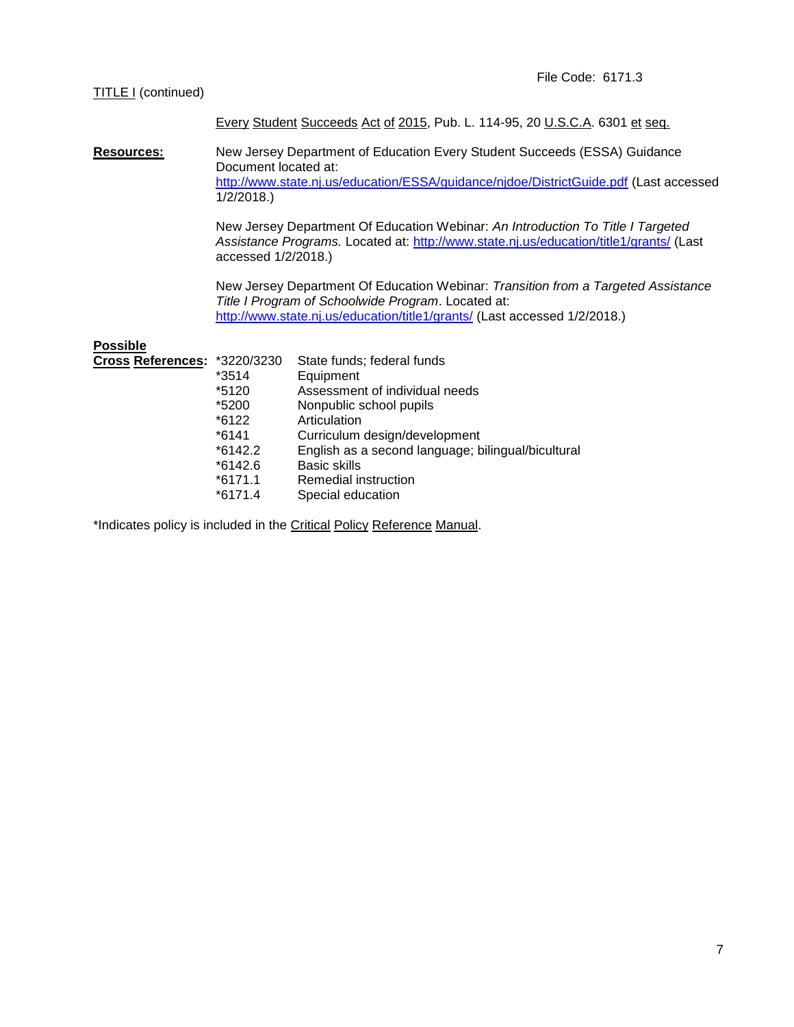File Code: 6171.3

TITLE I (continued)

Every Student Succeeds Act of 2015, Pub. L. 114-95, 20 U.S.C.A. 6301 et seq.

**Resources:** New Jersey Department of Education Every Student Succeeds (ESSA) Guidance Document located at: http://www.state.nj.us/education/ESSA/guidance/njdoe/DistrictGuide.pdf (Last accessed 1/2/2018.)

New Jersey Department Of Education Webinar: *An Introduction To Title I Targeted Assistance Programs.* Located at: http://www.state.nj.us/education/title1/grants/ (Last accessed 1/2/2018.)

New Jersey Department Of Education Webinar: *Transition from a Targeted Assistance Title I Program of Schoolwide Program*. Located at: http://www.state.nj.us/education/title1/grants/ (Last accessed 1/2/2018.)

**Possible Cross References:**

| | |
|---|---|
| *3220/3230 | State funds; federal funds |
| *3514 | Equipment |
| *5120 | Assessment of individual needs |
| *5200 | Nonpublic school pupils |
| *6122 | Articulation |
| *6141 | Curriculum design/development |
| *6142.2 | English as a second language; bilingual/bicultural |
| *6142.6 | Basic skills |
| *6171.1 | Remedial instruction |
| *6171.4 | Special education |

*Indicates policy is included in the Critical Policy Reference Manual.